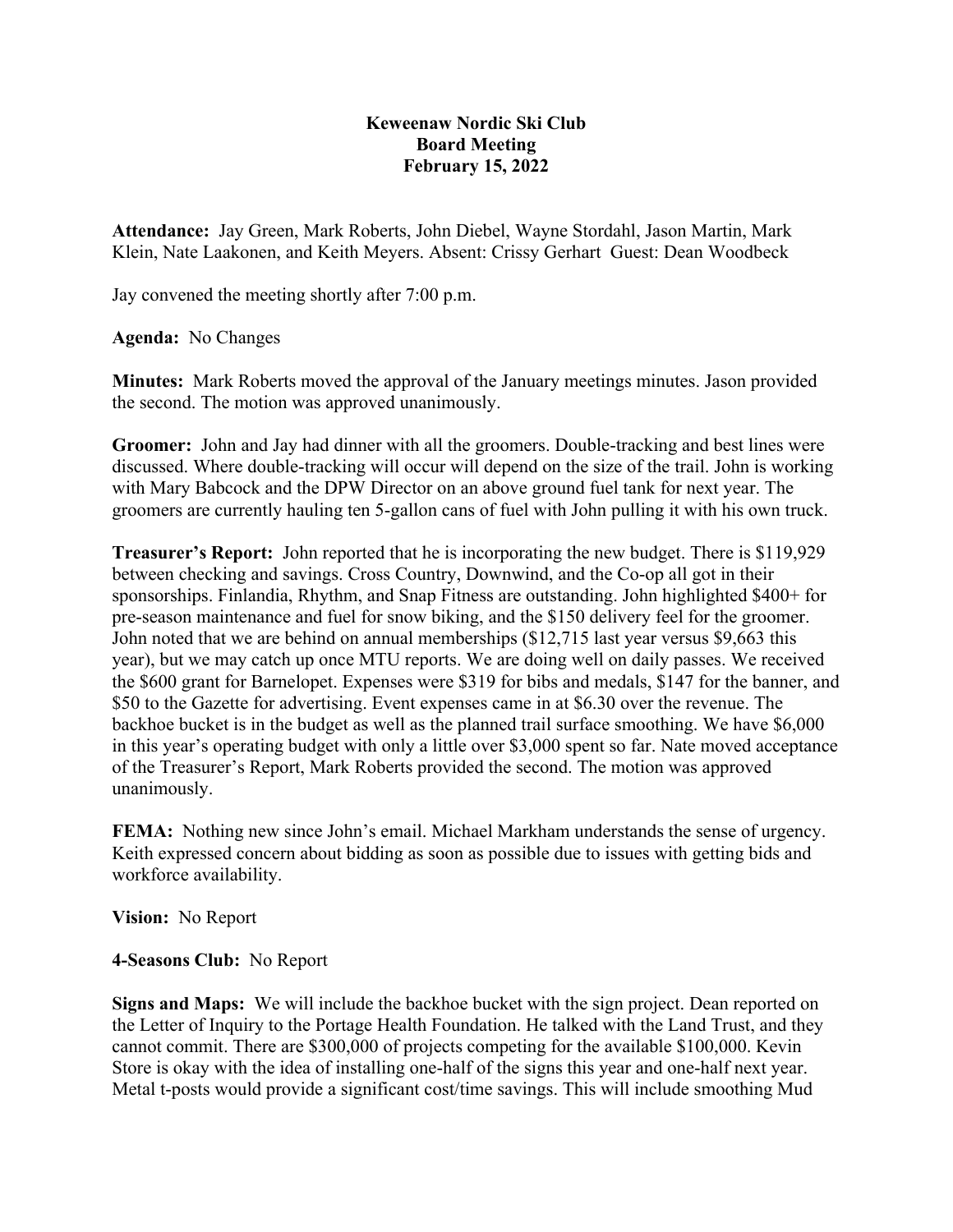**Keweenaw Nordic Ski Club**
**Board Meeting**
**February 15, 2022**

**Attendance:** Jay Green, Mark Roberts, John Diebel, Wayne Stordahl, Jason Martin, Mark Klein, Nate Laakonen, and Keith Meyers. Absent: Crissy Gerhart Guest: Dean Woodbeck

Jay convened the meeting shortly after 7:00 p.m.

**Agenda:** No Changes

**Minutes:** Mark Roberts moved the approval of the January meetings minutes. Jason provided the second. The motion was approved unanimously.

**Groomer:** John and Jay had dinner with all the groomers. Double-tracking and best lines were discussed. Where double-tracking will occur will depend on the size of the trail. John is working with Mary Babcock and the DPW Director on an above ground fuel tank for next year. The groomers are currently hauling ten 5-gallon cans of fuel with John pulling it with his own truck.

**Treasurer's Report:** John reported that he is incorporating the new budget. There is $119,929 between checking and savings. Cross Country, Downwind, and the Co-op all got in their sponsorships. Finlandia, Rhythm, and Snap Fitness are outstanding. John highlighted $400+ for pre-season maintenance and fuel for snow biking, and the $150 delivery feel for the groomer. John noted that we are behind on annual memberships ($12,715 last year versus $9,663 this year), but we may catch up once MTU reports. We are doing well on daily passes. We received the $600 grant for Barnelopet. Expenses were $319 for bibs and medals, $147 for the banner, and $50 to the Gazette for advertising. Event expenses came in at $6.30 over the revenue. The backhoe bucket is in the budget as well as the planned trail surface smoothing. We have $6,000 in this year's operating budget with only a little over $3,000 spent so far. Nate moved acceptance of the Treasurer's Report, Mark Roberts provided the second. The motion was approved unanimously.

**FEMA:** Nothing new since John's email. Michael Markham understands the sense of urgency. Keith expressed concern about bidding as soon as possible due to issues with getting bids and workforce availability.

**Vision:** No Report

**4-Seasons Club:** No Report

**Signs and Maps:** We will include the backhoe bucket with the sign project. Dean reported on the Letter of Inquiry to the Portage Health Foundation. He talked with the Land Trust, and they cannot commit. There are $300,000 of projects competing for the available $100,000. Kevin Store is okay with the idea of installing one-half of the signs this year and one-half next year. Metal t-posts would provide a significant cost/time savings. This will include smoothing Mud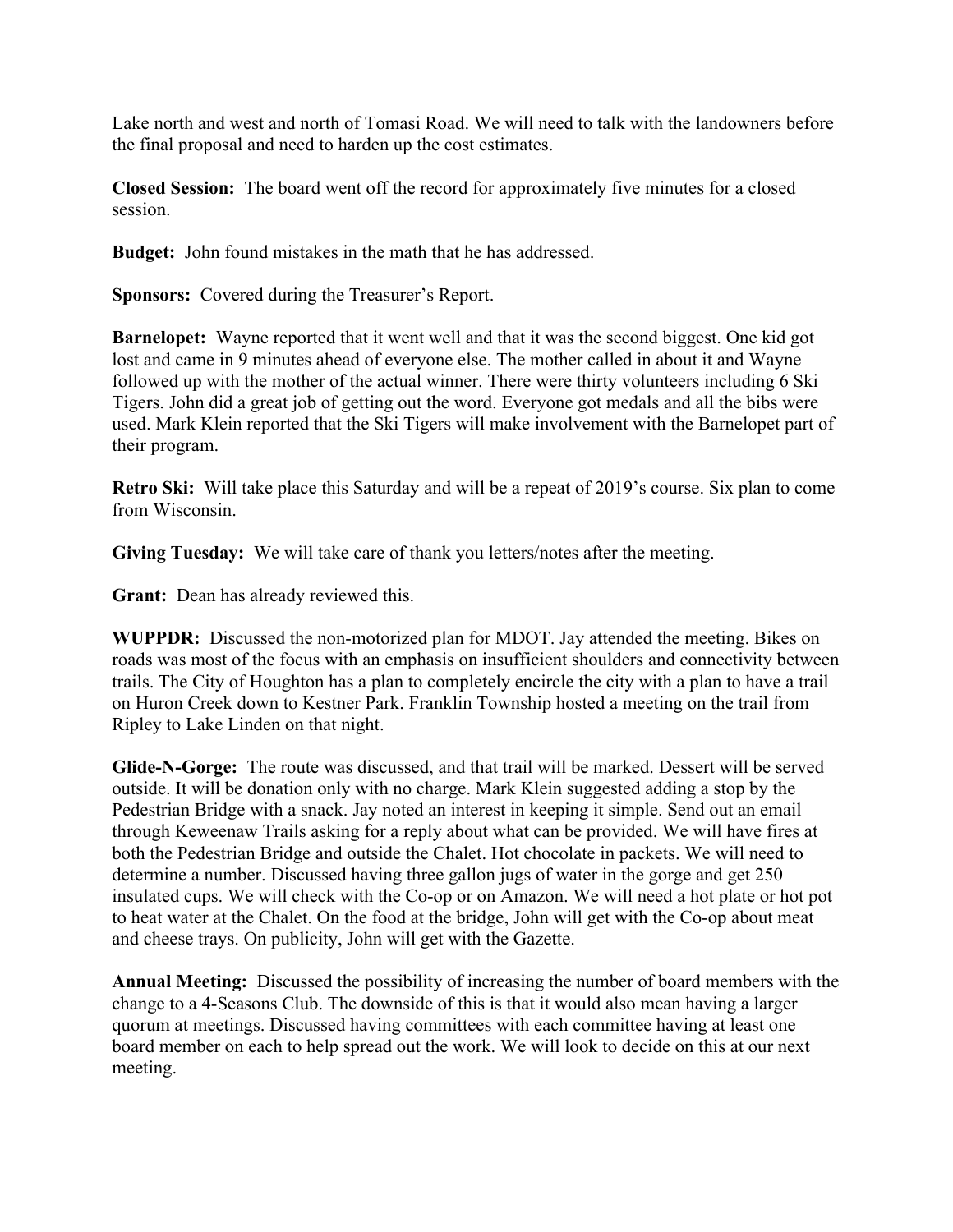Lake north and west and north of Tomasi Road. We will need to talk with the landowners before the final proposal and need to harden up the cost estimates.

**Closed Session:** The board went off the record for approximately five minutes for a closed session.

**Budget:** John found mistakes in the math that he has addressed.

**Sponsors:** Covered during the Treasurer's Report.

**Barnelopet:** Wayne reported that it went well and that it was the second biggest. One kid got lost and came in 9 minutes ahead of everyone else. The mother called in about it and Wayne followed up with the mother of the actual winner. There were thirty volunteers including 6 Ski Tigers. John did a great job of getting out the word. Everyone got medals and all the bibs were used. Mark Klein reported that the Ski Tigers will make involvement with the Barnelopet part of their program.

**Retro Ski:** Will take place this Saturday and will be a repeat of 2019's course. Six plan to come from Wisconsin.

**Giving Tuesday:** We will take care of thank you letters/notes after the meeting.

**Grant:** Dean has already reviewed this.

**WUPPDR:** Discussed the non-motorized plan for MDOT. Jay attended the meeting. Bikes on roads was most of the focus with an emphasis on insufficient shoulders and connectivity between trails. The City of Houghton has a plan to completely encircle the city with a plan to have a trail on Huron Creek down to Kestner Park. Franklin Township hosted a meeting on the trail from Ripley to Lake Linden on that night.

**Glide-N-Gorge:** The route was discussed, and that trail will be marked. Dessert will be served outside. It will be donation only with no charge. Mark Klein suggested adding a stop by the Pedestrian Bridge with a snack. Jay noted an interest in keeping it simple. Send out an email through Keweenaw Trails asking for a reply about what can be provided. We will have fires at both the Pedestrian Bridge and outside the Chalet. Hot chocolate in packets. We will need to determine a number. Discussed having three gallon jugs of water in the gorge and get 250 insulated cups. We will check with the Co-op or on Amazon. We will need a hot plate or hot pot to heat water at the Chalet. On the food at the bridge, John will get with the Co-op about meat and cheese trays. On publicity, John will get with the Gazette.

**Annual Meeting:** Discussed the possibility of increasing the number of board members with the change to a 4-Seasons Club. The downside of this is that it would also mean having a larger quorum at meetings. Discussed having committees with each committee having at least one board member on each to help spread out the work. We will look to decide on this at our next meeting.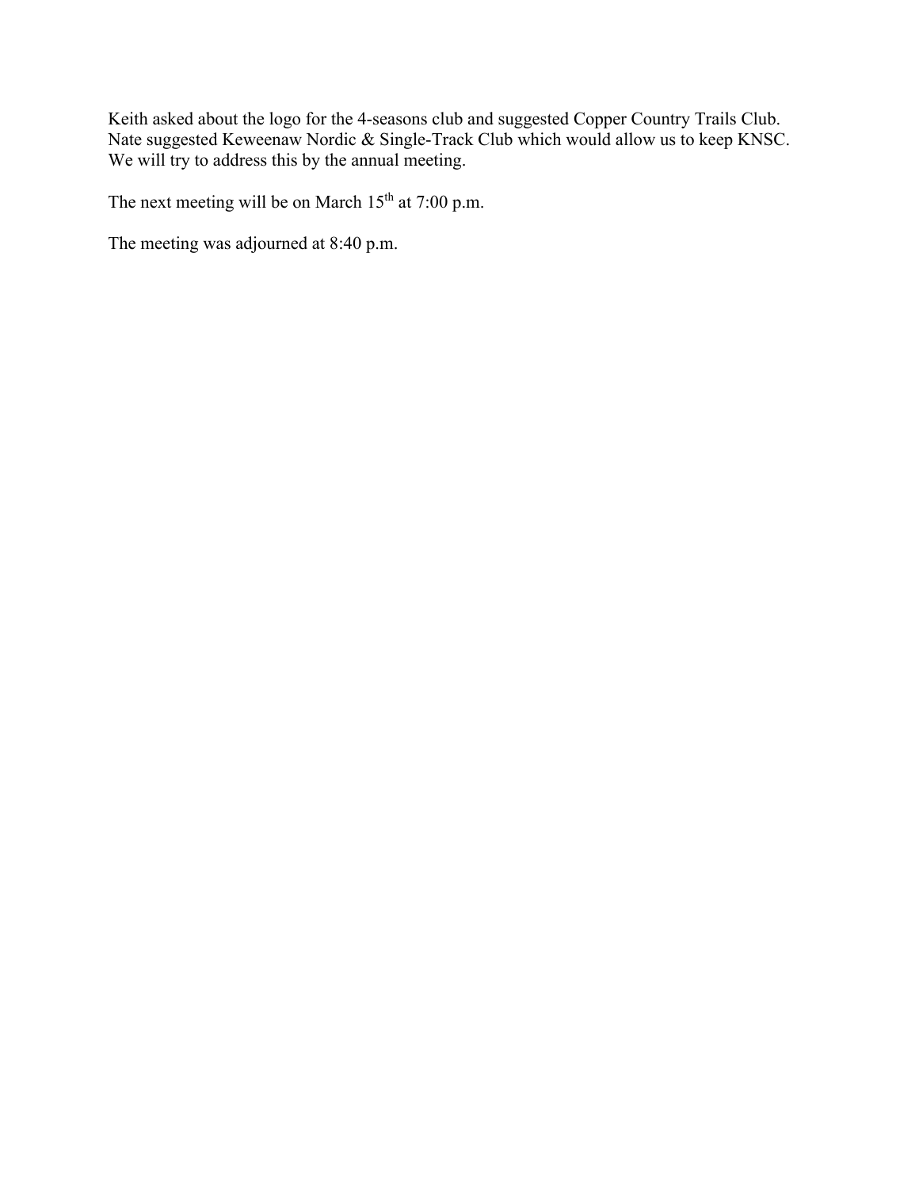Keith asked about the logo for the 4-seasons club and suggested Copper Country Trails Club. Nate suggested Keweenaw Nordic & Single-Track Club which would allow us to keep KNSC. We will try to address this by the annual meeting.

The next meeting will be on March 15th at 7:00 p.m.

The meeting was adjourned at 8:40 p.m.